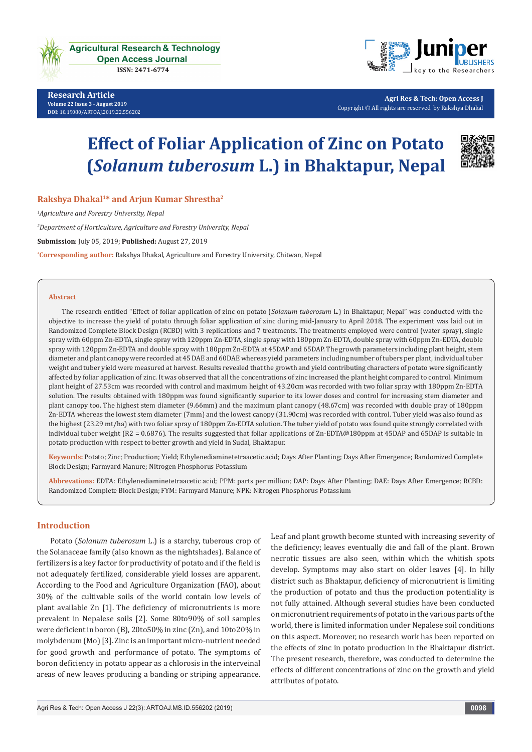Research Article

Volume 22 Issue 3 - August 2019

DOI: 10.19080/ARTOAJ.2019.22.556202

# Effect of Foliar Application of Zinc on Potato (*Solanum tuberosum* L.) in Bhaktapur, Nepal

**Rakshya Dhakal[1]* and Arjun Kumar Shrestha[2]**

[1]*Agriculture and Forestry University, Nepal*

[2]*Department of Horticulture, Agriculture and Forestry University, Nepal*

**Submission**: July 05, 2019; **Published:** August 27, 2019

***Corresponding author:** Rakshya Dhakal, Agriculture and Forestry University, Chitwan, Nepal

## Abstract

The research entitled "Effect of foliar application of zinc on potato (*Solanum tuberosum* L.) in Bhaktapur, Nepal" was conducted with the objective to increase the yield of potato through foliar application of zinc during mid-January to April 2018. The experiment was laid out in Randomized Complete Block Design (RCBD) with 3 replications and 7 treatments. The treatments employed were control (water spray), single spray with 60ppm Zn-EDTA, single spray with 120ppm Zn-EDTA, single spray with 180ppm Zn-EDTA, double spray with 60ppm Zn-EDTA, double spray with 120ppm Zn-EDTA and double spray with 180ppm Zn-EDTA at 45DAP and 65DAP. The growth parameters including plant height, stem diameter and plant canopy were recorded at 45 DAE and 60DAE whereas yield parameters including number of tubers per plant, individual tuber weight and tuber yield were measured at harvest. Results revealed that the growth and yield contributing characters of potato were significantly affected by foliar application of zinc. It was observed that all the concentrations of zinc increased the plant height compared to control. Minimum plant height of 27.53cm was recorded with control and maximum height of 43.20cm was recorded with two foliar spray with 180ppm Zn-EDTA solution. The results obtained with 180ppm was found significantly superior to its lower doses and control for increasing stem diameter and plant canopy too. The highest stem diameter (9.66mm) and the maximum plant canopy (48.67cm) was recorded with double pray of 180ppm Zn-EDTA whereas the lowest stem diameter (7mm) and the lowest canopy (31.90cm) was recorded with control. Tuber yield was also found as the highest (23.29 mt/ha) with two foliar spray of 180ppm Zn-EDTA solution. The tuber yield of potato was found quite strongly correlated with individual tuber weight ($R^2$ = 0.6876). The results suggested that foliar applications of Zn-EDTA@180ppm at 45DAP and 65DAP is suitable in potato production with respect to better growth and yield in Sudal, Bhaktapur.

**Keywords:** Potato; Zinc; Production; Yield; Ethylenediaminetetraacetic acid; Days After Planting; Days After Emergence; Randomized Complete Block Design; Farmyard Manure; Nitrogen Phosphorus Potassium

**Abbrevations:** EDTA: Ethylenediaminetetraacetic acid; PPM: parts per million; DAP: Days After Planting; DAE: Days After Emergence; RCBD: Randomized Complete Block Design; FYM: Farmyard Manure; NPK: Nitrogen Phosphorus Potassium

## Introduction

Potato (*Solanum tuberosum* L.) is a starchy, tuberous crop of the Solanaceae family (also known as the nightshades). Balance of fertilizers is a key factor for productivity of potato and if the field is not adequately fertilized, considerable yield losses are apparent. According to the Food and Agriculture Organization (FAO), about 30% of the cultivable soils of the world contain low levels of plant available Zn [1]. The deficiency of micronutrients is more prevalent in Nepalese soils [2]. Some 80to90% of soil samples were deficient in boron (B), 20to50% in zinc (Zn), and 10to20% in molybdenum (Mo) [3]. Zinc is an important micro-nutrient needed for good growth and performance of potato. The symptoms of boron deficiency in potato appear as a chlorosis in the interveinal areas of new leaves producing a banding or striping appearance. Leaf and plant growth become stunted with increasing severity of the deficiency; leaves eventually die and fall of the plant. Brown necrotic tissues are also seen, within which the whitish spots develop. Symptoms may also start on older leaves [4]. In hilly district such as Bhaktapur, deficiency of micronutrient is limiting the production of potato and thus the production potentiality is not fully attained. Although several studies have been conducted on micronutrient requirements of potato in the various parts of the world, there is limited information under Nepalese soil conditions on this aspect. Moreover, no research work has been reported on the effects of zinc in potato production in the Bhaktapur district. The present research, therefore, was conducted to determine the effects of different concentrations of zinc on the growth and yield attributes of potato.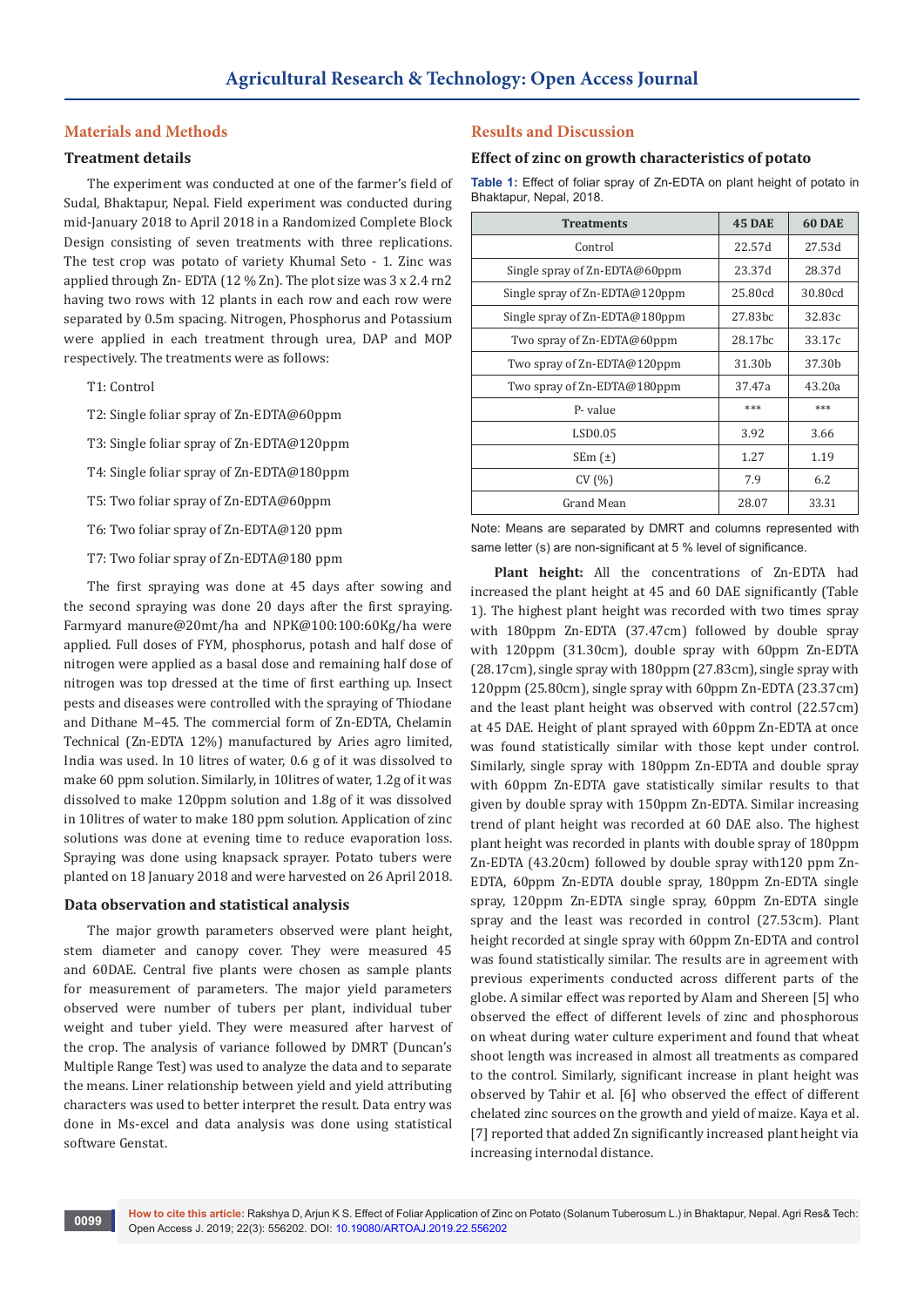## Materials and Methods

### Treatment details

The experiment was conducted at one of the farmer's field of Sudal, Bhaktapur, Nepal. Field experiment was conducted during mid-January 2018 to April 2018 in a Randomized Complete Block Design consisting of seven treatments with three replications. The test crop was potato of variety Khumal Seto - 1. Zinc was applied through Zn- EDTA (12 % Zn). The plot size was 3 x 2.4 rn2 having two rows with 12 plants in each row and each row were separated by 0.5m spacing. Nitrogen, Phosphorus and Potassium were applied in each treatment through urea, DAP and MOP respectively. The treatments were as follows:

T1: Control

T2: Single foliar spray of Zn-EDTA@60ppm

T3: Single foliar spray of Zn-EDTA@120ppm

T4: Single foliar spray of Zn-EDTA@180ppm

T5: Two foliar spray of Zn-EDTA@60ppm

T6: Two foliar spray of Zn-EDTA@120 ppm

T7: Two foliar spray of Zn-EDTA@180 ppm

The first spraying was done at 45 days after sowing and the second spraying was done 20 days after the first spraying. Farmyard manure@20mt/ha and NPK@100:100:60Kg/ha were applied. Full doses of FYM, phosphorus, potash and half dose of nitrogen were applied as a basal dose and remaining half dose of nitrogen was top dressed at the time of first earthing up. Insect pests and diseases were controlled with the spraying of Thiodane and Dithane M–45. The commercial form of Zn-EDTA, Chelamin Technical (Zn-EDTA 12%) manufactured by Aries agro limited, India was used. In 10 litres of water, 0.6 g of it was dissolved to make 60 ppm solution. Similarly, in 10litres of water, 1.2g of it was dissolved to make 120ppm solution and 1.8g of it was dissolved in 10litres of water to make 180 ppm solution. Application of zinc solutions was done at evening time to reduce evaporation loss. Spraying was done using knapsack sprayer. Potato tubers were planted on 18 January 2018 and were harvested on 26 April 2018.

### Data observation and statistical analysis

The major growth parameters observed were plant height, stem diameter and canopy cover. They were measured 45 and 60DAE. Central five plants were chosen as sample plants for measurement of parameters. The major yield parameters observed were number of tubers per plant, individual tuber weight and tuber yield. They were measured after harvest of the crop. The analysis of variance followed by DMRT (Duncan's Multiple Range Test) was used to analyze the data and to separate the means. Liner relationship between yield and yield attributing characters was used to better interpret the result. Data entry was done in Ms-excel and data analysis was done using statistical software Genstat.

## Results and Discussion

### Effect of zinc on growth characteristics of potato

**Table 1:** Effect of foliar spray of Zn-EDTA on plant height of potato in Bhaktapur, Nepal, 2018.

| Treatments | 45 DAE | 60 DAE |
|---|---|---|
| Control | 22.57d | 27.53d |
| Single spray of Zn-EDTA@60ppm | 23.37d | 28.37d |
| Single spray of Zn-EDTA@120ppm | 25.80cd | 30.80cd |
| Single spray of Zn-EDTA@180ppm | 27.83bc | 32.83c |
| Two spray of Zn-EDTA@60ppm | 28.17bc | 33.17c |
| Two spray of Zn-EDTA@120ppm | 31.30b | 37.30b |
| Two spray of Zn-EDTA@180ppm | 37.47a | 43.20a |
| P- value | *** | *** |
| LSD0.05 | 3.92 | 3.66 |
| SEm (±) | 1.27 | 1.19 |
| CV (%) | 7.9 | 6.2 |
| Grand Mean | 28.07 | 33.31 |

Note: Means are separated by DMRT and columns represented with same letter (s) are non-significant at 5 % level of significance.

**Plant height:** All the concentrations of Zn-EDTA had increased the plant height at 45 and 60 DAE significantly (Table 1). The highest plant height was recorded with two times spray with 180ppm Zn-EDTA (37.47cm) followed by double spray with 120ppm (31.30cm), double spray with 60ppm Zn-EDTA (28.17cm), single spray with 180ppm (27.83cm), single spray with 120ppm (25.80cm), single spray with 60ppm Zn-EDTA (23.37cm) and the least plant height was observed with control (22.57cm) at 45 DAE. Height of plant sprayed with 60ppm Zn-EDTA at once was found statistically similar with those kept under control. Similarly, single spray with 180ppm Zn-EDTA and double spray with 60ppm Zn-EDTA gave statistically similar results to that given by double spray with 150ppm Zn-EDTA. Similar increasing trend of plant height was recorded at 60 DAE also. The highest plant height was recorded in plants with double spray of 180ppm Zn-EDTA (43.20cm) followed by double spray with120 ppm Zn-EDTA, 60ppm Zn-EDTA double spray, 180ppm Zn-EDTA single spray, 120ppm Zn-EDTA single spray, 60ppm Zn-EDTA single spray and the least was recorded in control (27.53cm). Plant height recorded at single spray with 60ppm Zn-EDTA and control was found statistically similar. The results are in agreement with previous experiments conducted across different parts of the globe. A similar effect was reported by Alam and Shereen [5] who observed the effect of different levels of zinc and phosphorous on wheat during water culture experiment and found that wheat shoot length was increased in almost all treatments as compared to the control. Similarly, significant increase in plant height was observed by Tahir et al. [6] who observed the effect of different chelated zinc sources on the growth and yield of maize. Kaya et al. [7] reported that added Zn significantly increased plant height via increasing internodal distance.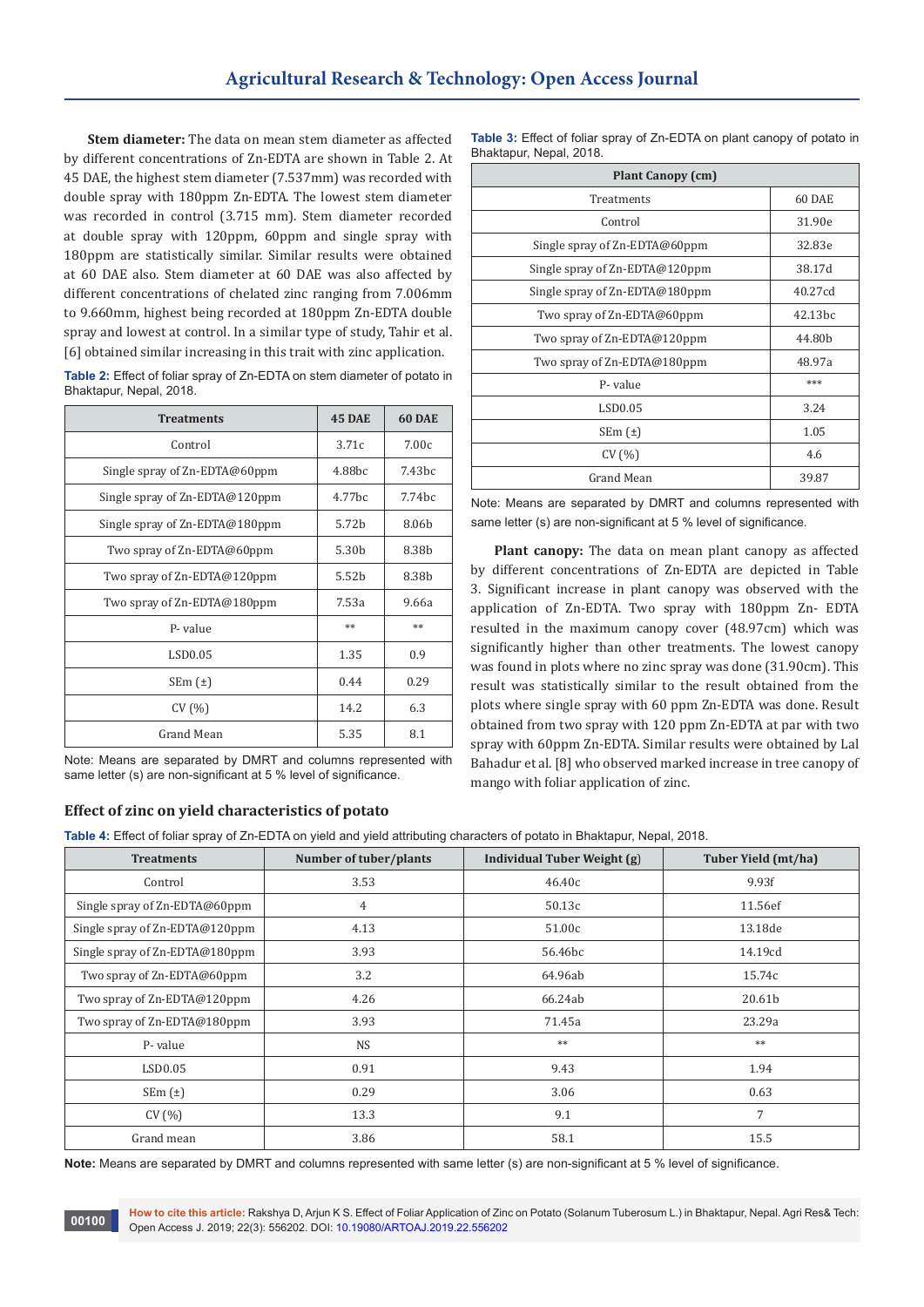**Stem diameter:** The data on mean stem diameter as affected by different concentrations of Zn-EDTA are shown in Table 2. At 45 DAE, the highest stem diameter (7.537mm) was recorded with double spray with 180ppm Zn-EDTA. The lowest stem diameter was recorded in control (3.715 mm). Stem diameter recorded at double spray with 120ppm, 60ppm and single spray with 180ppm are statistically similar. Similar results were obtained at 60 DAE also. Stem diameter at 60 DAE was also affected by different concentrations of chelated zinc ranging from 7.006mm to 9.660mm, highest being recorded at 180ppm Zn-EDTA double spray and lowest at control. In a similar type of study, Tahir et al. [6] obtained similar increasing in this trait with zinc application.

**Table 2:** Effect of foliar spray of Zn-EDTA on stem diameter of potato in Bhaktapur, Nepal, 2018.

| Treatments | 45 DAE | 60 DAE |
|---|---|---|
| Control | 3.71c | 7.00c |
| Single spray of Zn-EDTA@60ppm | 4.88bc | 7.43bc |
| Single spray of Zn-EDTA@120ppm | 4.77bc | 7.74bc |
| Single spray of Zn-EDTA@180ppm | 5.72b | 8.06b |
| Two spray of Zn-EDTA@60ppm | 5.30b | 8.38b |
| Two spray of Zn-EDTA@120ppm | 5.52b | 8.38b |
| Two spray of Zn-EDTA@180ppm | 7.53a | 9.66a |
| P- value | ** | ** |
| LSD0.05 | 1.35 | 0.9 |
| SEm (±) | 0.44 | 0.29 |
| CV (%) | 14.2 | 6.3 |
| Grand Mean | 5.35 | 8.1 |

Note: Means are separated by DMRT and columns represented with same letter (s) are non-significant at 5 % level of significance.

**Table 3:** Effect of foliar spray of Zn-EDTA on plant canopy of potato in Bhaktapur, Nepal, 2018.

| Plant Canopy (cm) | |
|---|---|
| Treatments | 60 DAE |
| Control | 31.90e |
| Single spray of Zn-EDTA@60ppm | 32.83e |
| Single spray of Zn-EDTA@120ppm | 38.17d |
| Single spray of Zn-EDTA@180ppm | 40.27cd |
| Two spray of Zn-EDTA@60ppm | 42.13bc |
| Two spray of Zn-EDTA@120ppm | 44.80b |
| Two spray of Zn-EDTA@180ppm | 48.97a |
| P- value | *** |
| LSD0.05 | 3.24 |
| SEm (±) | 1.05 |
| CV (%) | 4.6 |
| Grand Mean | 39.87 |

Note: Means are separated by DMRT and columns represented with same letter (s) are non-significant at 5 % level of significance.

**Plant canopy:** The data on mean plant canopy as affected by different concentrations of Zn-EDTA are depicted in Table 3. Significant increase in plant canopy was observed with the application of Zn-EDTA. Two spray with 180ppm Zn- EDTA resulted in the maximum canopy cover (48.97cm) which was significantly higher than other treatments. The lowest canopy was found in plots where no zinc spray was done (31.90cm). This result was statistically similar to the result obtained from the plots where single spray with 60 ppm Zn-EDTA was done. Result obtained from two spray with 120 ppm Zn-EDTA at par with two spray with 60ppm Zn-EDTA. Similar results were obtained by Lal Bahadur et al. [8] who observed marked increase in tree canopy of mango with foliar application of zinc.

## Effect of zinc on yield characteristics of potato

**Table 4:** Effect of foliar spray of Zn-EDTA on yield and yield attributing characters of potato in Bhaktapur, Nepal, 2018.

| Treatments | Number of tuber/plants | Individual Tuber Weight (g) | Tuber Yield (mt/ha) |
|---|---|---|---|
| Control | 3.53 | 46.40c | 9.93f |
| Single spray of Zn-EDTA@60ppm | 4 | 50.13c | 11.56ef |
| Single spray of Zn-EDTA@120ppm | 4.13 | 51.00c | 13.18de |
| Single spray of Zn-EDTA@180ppm | 3.93 | 56.46bc | 14.19cd |
| Two spray of Zn-EDTA@60ppm | 3.2 | 64.96ab | 15.74c |
| Two spray of Zn-EDTA@120ppm | 4.26 | 66.24ab | 20.61b |
| Two spray of Zn-EDTA@180ppm | 3.93 | 71.45a | 23.29a |
| P- value | NS | ** | ** |
| LSD0.05 | 0.91 | 9.43 | 1.94 |
| SEm (±) | 0.29 | 3.06 | 0.63 |
| CV (%) | 13.3 | 9.1 | 7 |
| Grand mean | 3.86 | 58.1 | 15.5 |

**Note:** Means are separated by DMRT and columns represented with same letter (s) are non-significant at 5 % level of significance.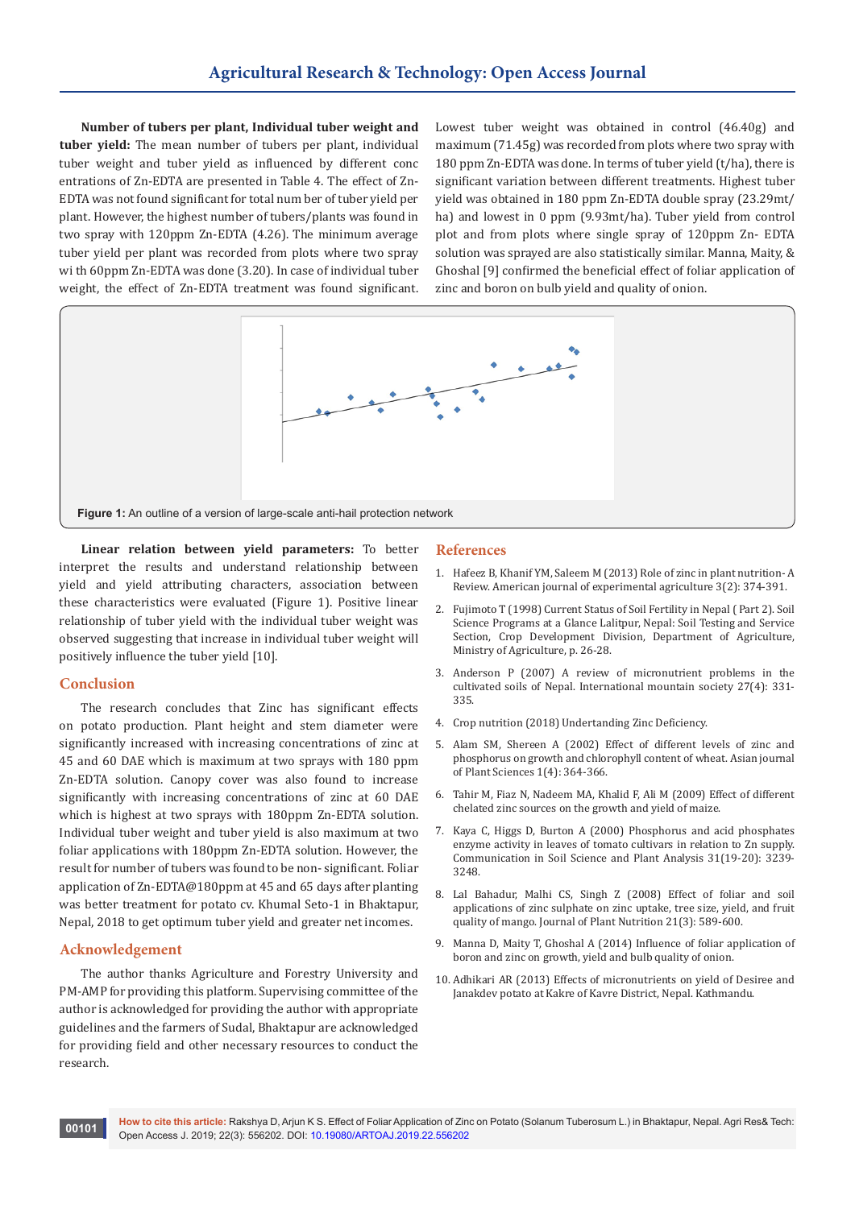**Number of tubers per plant, Individual tuber weight and tuber yield:** The mean number of tubers per plant, individual tuber weight and tuber yield as influenced by different conc entrations of Zn-EDTA are presented in Table 4. The effect of Zn-EDTA was not found significant for total num ber of tuber yield per plant. However, the highest number of tubers/plants was found in two spray with 120ppm Zn-EDTA (4.26). The minimum average tuber yield per plant was recorded from plots where two spray wi th 60ppm Zn-EDTA was done (3.20). In case of individual tuber weight, the effect of Zn-EDTA treatment was found significant. Lowest tuber weight was obtained in control (46.40g) and maximum (71.45g) was recorded from plots where two spray with 180 ppm Zn-EDTA was done. In terms of tuber yield (t/ha), there is significant variation between different treatments. Highest tuber yield was obtained in 180 ppm Zn-EDTA double spray (23.29mt/ha) and lowest in 0 ppm (9.93mt/ha). Tuber yield from control plot and from plots where single spray of 120ppm Zn- EDTA solution was sprayed are also statistically similar. Manna, Maity, & Ghoshal [9] confirmed the beneficial effect of foliar application of zinc and boron on bulb yield and quality of onion.

**Figure 1:** An outline of a version of large-scale anti-hail protection network

**Linear relation between yield parameters:** To better interpret the results and understand relationship between yield and yield attributing characters, association between these characteristics were evaluated (Figure 1). Positive linear relationship of tuber yield with the individual tuber weight was observed suggesting that increase in individual tuber weight will positively influence the tuber yield [10].

## Conclusion

The research concludes that Zinc has significant effects on potato production. Plant height and stem diameter were significantly increased with increasing concentrations of zinc at 45 and 60 DAE which is maximum at two sprays with 180 ppm Zn-EDTA solution. Canopy cover was also found to increase significantly with increasing concentrations of zinc at 60 DAE which is highest at two sprays with 180ppm Zn-EDTA solution. Individual tuber weight and tuber yield is also maximum at two foliar applications with 180ppm Zn-EDTA solution. However, the result for number of tubers was found to be non- significant. Foliar application of Zn-EDTA@180ppm at 45 and 65 days after planting was better treatment for potato cv. Khumal Seto-1 in Bhaktapur, Nepal, 2018 to get optimum tuber yield and greater net incomes.

## Acknowledgement

The author thanks Agriculture and Forestry University and PM-AMP for providing this platform. Supervising committee of the author is acknowledged for providing the author with appropriate guidelines and the farmers of Sudal, Bhaktapur are acknowledged for providing field and other necessary resources to conduct the research.

## References

1. Hafeez B, Khanif YM, Saleem M (2013) Role of zinc in plant nutrition- A Review. American journal of experimental agriculture 3(2): 374-391.
2. Fujimoto T (1998) Current Status of Soil Fertility in Nepal ( Part 2). Soil Science Programs at a Glance Lalitpur, Nepal: Soil Testing and Service Section, Crop Development Division, Department of Agriculture, Ministry of Agriculture, p. 26-28.
3. Anderson P (2007) A review of micronutrient problems in the cultivated soils of Nepal. International mountain society 27(4): 331-335.
4. Crop nutrition (2018) Undertanding Zinc Deficiency.
5. Alam SM, Shereen A (2002) Effect of different levels of zinc and phosphorus on growth and chlorophyll content of wheat. Asian journal of Plant Sciences 1(4): 364-366.
6. Tahir M, Fiaz N, Nadeem MA, Khalid F, Ali M (2009) Effect of different chelated zinc sources on the growth and yield of maize.
7. Kaya C, Higgs D, Burton A (2000) Phosphorus and acid phosphates enzyme activity in leaves of tomato cultivars in relation to Zn supply. Communication in Soil Science and Plant Analysis 31(19-20): 3239-3248.
8. Lal Bahadur, Malhi CS, Singh Z (2008) Effect of foliar and soil applications of zinc sulphate on zinc uptake, tree size, yield, and fruit quality of mango. Journal of Plant Nutrition 21(3): 589-600.
9. Manna D, Maity T, Ghoshal A (2014) Influence of foliar application of boron and zinc on growth, yield and bulb quality of onion.
10. Adhikari AR (2013) Effects of micronutrients on yield of Desiree and Janakdev potato at Kakre of Kavre District, Nepal. Kathmandu.

**How to cite this article:** Rakshya D, Arjun K S. Effect of Foliar Application of Zinc on Potato (Solanum Tuberosum L.) in Bhaktapur, Nepal. Agri Res& Tech: Open Access J. 2019; 22(3): 556202. DOI: 10.19080/ARTOAJ.2019.22.556202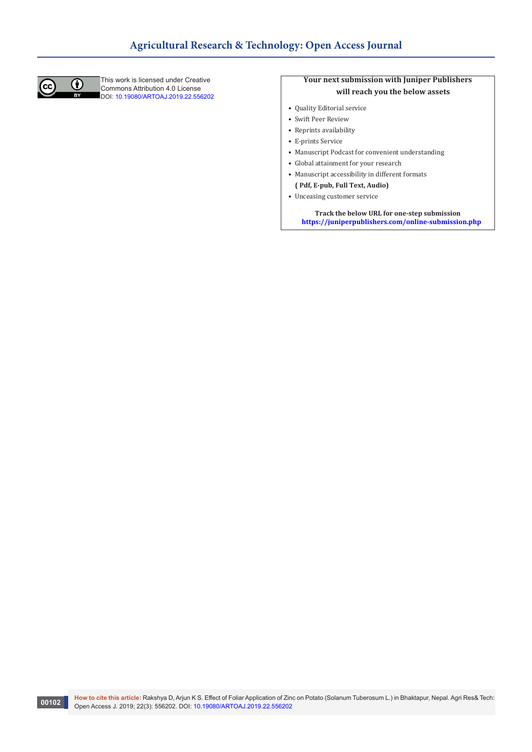This work is licensed under Creative Commons Attribution 4.0 License
DOI: 10.19080/ARTOAJ.2019.22.556202

**Your next submission with Juniper Publishers will reach you the below assets**

- Quality Editorial service
- Swift Peer Review
- Reprints availability
- E-prints Service
- Manuscript Podcast for convenient understanding
- Global attainment for your research
- Manuscript accessibility in different formats
  **( Pdf, E-pub, Full Text, Audio)**
- Unceasing customer service

**Track the below URL for one-step submission**
**https://juniperpublishers.com/online-submission.php**

**How to cite this article:** Rakshya D, Arjun K S. Effect of Foliar Application of Zinc on Potato (Solanum Tuberosum L.) in Bhaktapur, Nepal. Agri Res& Tech: Open Access J. 2019; 22(3): 556202. DOI: 10.19080/ARTOAJ.2019.22.556202